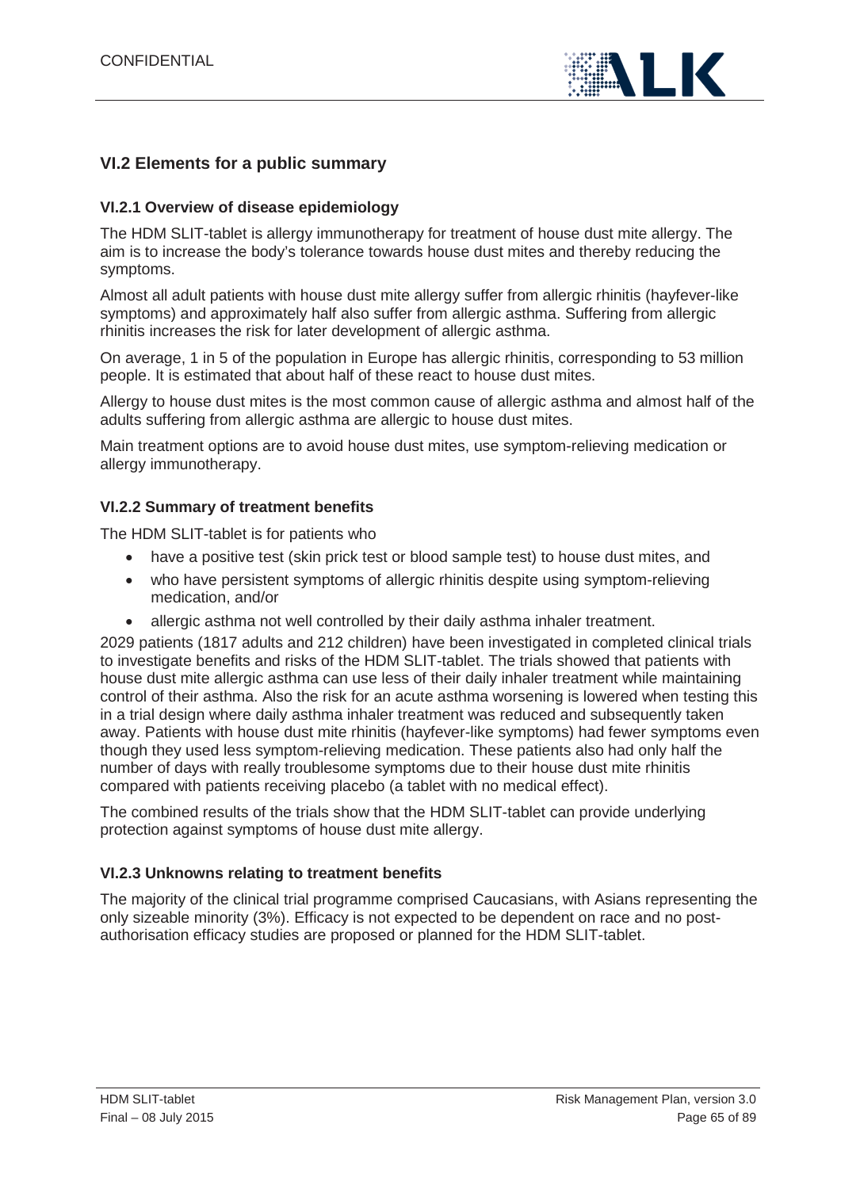## VI.2 Elements for a public summary

### VI.2.1 Overview of disease epidemiology

The HDM SLIT-tablet is allergy immunotherapy for treatment of house dust mite allergy. The aim is to increase the body's tolerance towards house dust mites and thereby reducing the symptoms.

Almost all adult patients with house dust mite allergy suffer from allergic rhinitis (hayfever-like symptoms) and approximately half also suffer from allergic asthma. Suffering from allergic rhinitis increases the risk for later development of allergic asthma.

On average, 1 in 5 of the population in Europe has allergic rhinitis, corresponding to 53 million people. It is estimated that about half of these react to house dust mites.

Allergy to house dust mites is the most common cause of allergic asthma and almost half of the adults suffering from allergic asthma are allergic to house dust mites.

Main treatment options are to avoid house dust mites, use symptom-relieving medication or allergy immunotherapy.

### VI.2.2 Summary of treatment benefits

The HDM SLIT-tablet is for patients who

- have a positive test (skin prick test or blood sample test) to house dust mites, and
- who have persistent symptoms of allergic rhinitis despite using symptom-relieving medication, and/or
- allergic asthma not well controlled by their daily asthma inhaler treatment.

2029 patients (1817 adults and 212 children) have been investigated in completed clinical trials to investigate benefits and risks of the HDM SLIT-tablet. The trials showed that patients with house dust mite allergic asthma can use less of their daily inhaler treatment while maintaining control of their asthma. Also the risk for an acute asthma worsening is lowered when testing this in a trial design where daily asthma inhaler treatment was reduced and subsequently taken away. Patients with house dust mite rhinitis (hayfever-like symptoms) had fewer symptoms even though they used less symptom-relieving medication. These patients also had only half the number of days with really troublesome symptoms due to their house dust mite rhinitis compared with patients receiving placebo (a tablet with no medical effect).

The combined results of the trials show that the HDM SLIT-tablet can provide underlying protection against symptoms of house dust mite allergy.

### VI.2.3 Unknowns relating to treatment benefits

The majority of the clinical trial programme comprised Caucasians, with Asians representing the only sizeable minority (3%). Efficacy is not expected to be dependent on race and no post-authorisation efficacy studies are proposed or planned for the HDM SLIT-tablet.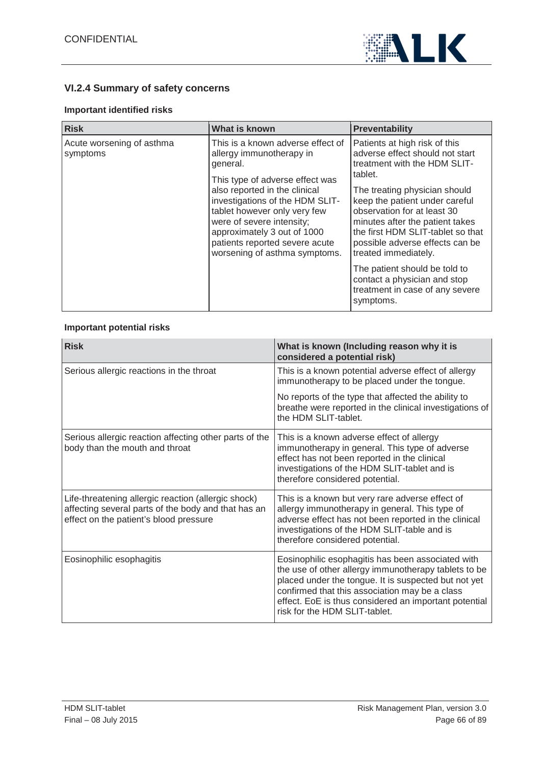### VI.2.4 Summary of safety concerns

**Important identified risks**

| Risk | What is known | Preventability |
| --- | --- | --- |
| Acute worsening of asthma symptoms | This is a known adverse effect of allergy immunotherapy in general.<br><br>This type of adverse effect was also reported in the clinical investigations of the HDM SLIT-tablet however only very few were of severe intensity; approximately 3 out of 1000 patients reported severe acute worsening of asthma symptoms. | Patients at high risk of this adverse effect should not start treatment with the HDM SLIT-tablet.<br><br>The treating physician should keep the patient under careful observation for at least 30 minutes after the patient takes the first HDM SLIT-tablet so that possible adverse effects can be treated immediately.<br><br>The patient should be told to contact a physician and stop treatment in case of any severe symptoms. |

**Important potential risks**

| Risk | What is known (Including reason why it is considered a potential risk) |
| --- | --- |
| Serious allergic reactions in the throat | This is a known potential adverse effect of allergy immunotherapy to be placed under the tongue.<br><br>No reports of the type that affected the ability to breathe were reported in the clinical investigations of the HDM SLIT-tablet. |
| Serious allergic reaction affecting other parts of the body than the mouth and throat | This is a known adverse effect of allergy immunotherapy in general. This type of adverse effect has not been reported in the clinical investigations of the HDM SLIT-tablet and is therefore considered potential. |
| Life-threatening allergic reaction (allergic shock) affecting several parts of the body and that has an effect on the patient's blood pressure | This is a known but very rare adverse effect of allergy immunotherapy in general. This type of adverse effect has not been reported in the clinical investigations of the HDM SLIT-table and is therefore considered potential. |
| Eosinophilic esophagitis | Eosinophilic esophagitis has been associated with the use of other allergy immunotherapy tablets to be placed under the tongue. It is suspected but not yet confirmed that this association may be a class effect. EoE is thus considered an important potential risk for the HDM SLIT-tablet. |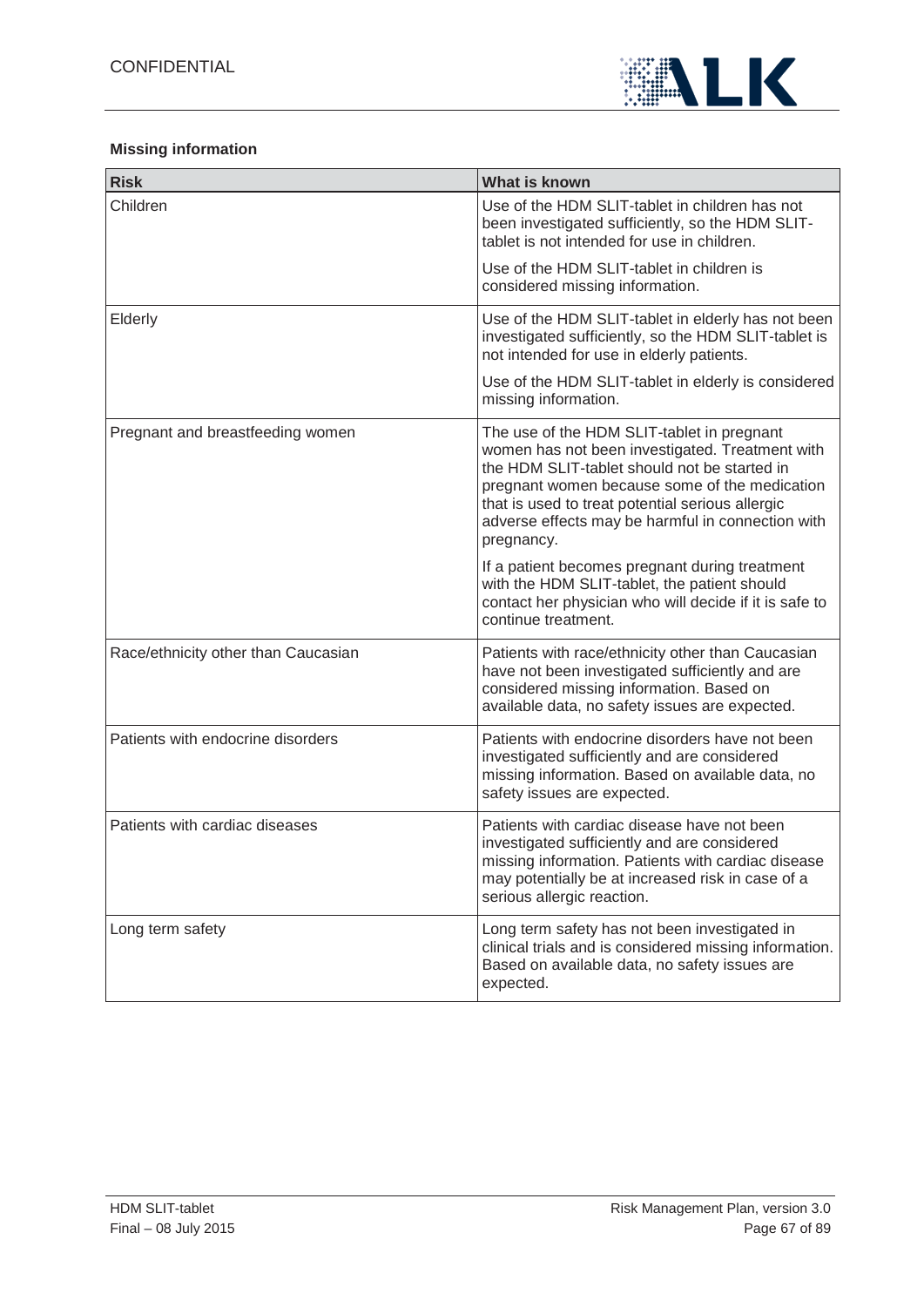**Missing information**

| Risk | What is known |
| --- | --- |
| Children | Use of the HDM SLIT-tablet in children has not been investigated sufficiently, so the HDM SLIT-tablet is not intended for use in children.<br><br>Use of the HDM SLIT-tablet in children is considered missing information. |
| Elderly | Use of the HDM SLIT-tablet in elderly has not been investigated sufficiently, so the HDM SLIT-tablet is not intended for use in elderly patients.<br><br>Use of the HDM SLIT-tablet in elderly is considered missing information. |
| Pregnant and breastfeeding women | The use of the HDM SLIT-tablet in pregnant women has not been investigated. Treatment with the HDM SLIT-tablet should not be started in pregnant women because some of the medication that is used to treat potential serious allergic adverse effects may be harmful in connection with pregnancy.<br><br>If a patient becomes pregnant during treatment with the HDM SLIT-tablet, the patient should contact her physician who will decide if it is safe to continue treatment. |
| Race/ethnicity other than Caucasian | Patients with race/ethnicity other than Caucasian have not been investigated sufficiently and are considered missing information. Based on available data, no safety issues are expected. |
| Patients with endocrine disorders | Patients with endocrine disorders have not been investigated sufficiently and are considered missing information. Based on available data, no safety issues are expected. |
| Patients with cardiac diseases | Patients with cardiac disease have not been investigated sufficiently and are considered missing information. Patients with cardiac disease may potentially be at increased risk in case of a serious allergic reaction. |
| Long term safety | Long term safety has not been investigated in clinical trials and is considered missing information. Based on available data, no safety issues are expected. |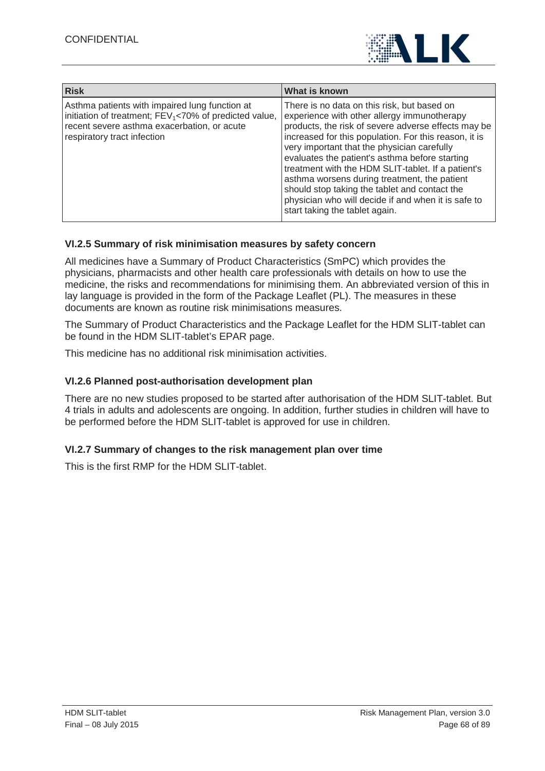| Risk | What is known |
|---|---|
| Asthma patients with impaired lung function at initiation of treatment; $FEV_1$<70% of predicted value, recent severe asthma exacerbation, or acute respiratory tract infection | There is no data on this risk, but based on experience with other allergy immunotherapy products, the risk of severe adverse effects may be increased for this population. For this reason, it is very important that the physician carefully evaluates the patient's asthma before starting treatment with the HDM SLIT-tablet. If a patient's asthma worsens during treatment, the patient should stop taking the tablet and contact the physician who will decide if and when it is safe to start taking the tablet again. |

### VI.2.5 Summary of risk minimisation measures by safety concern

All medicines have a Summary of Product Characteristics (SmPC) which provides the physicians, pharmacists and other health care professionals with details on how to use the medicine, the risks and recommendations for minimising them. An abbreviated version of this in lay language is provided in the form of the Package Leaflet (PL). The measures in these documents are known as routine risk minimisations measures.

The Summary of Product Characteristics and the Package Leaflet for the HDM SLIT-tablet can be found in the HDM SLIT-tablet's EPAR page.

This medicine has no additional risk minimisation activities.

### VI.2.6 Planned post-authorisation development plan

There are no new studies proposed to be started after authorisation of the HDM SLIT-tablet. But 4 trials in adults and adolescents are ongoing. In addition, further studies in children will have to be performed before the HDM SLIT-tablet is approved for use in children.

### VI.2.7 Summary of changes to the risk management plan over time

This is the first RMP for the HDM SLIT-tablet.